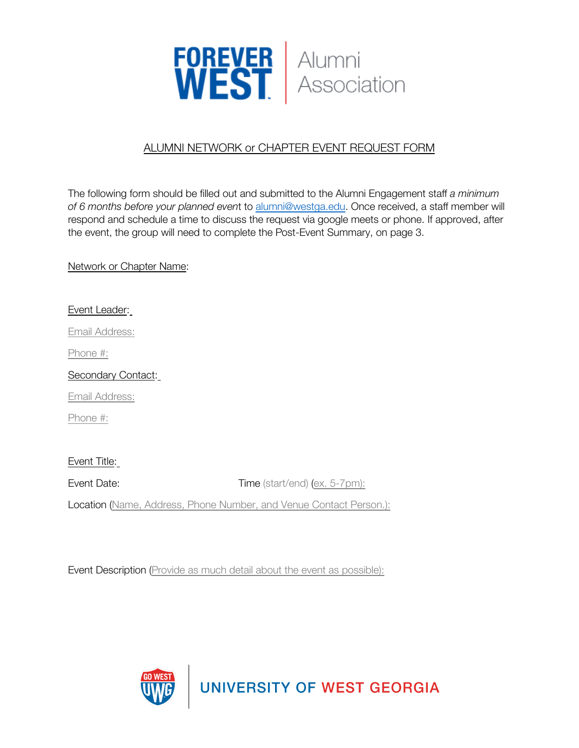FOREVER WEST | Alumni Association

## ALUMNI NETWORK or CHAPTER EVENT REQUEST FORM

The following form should be filled out and submitted to the Alumni Engagement staff *a minimum of 6 months before your planned even*t to alumni@westga.edu. Once received, a staff member will respond and schedule a time to discuss the request via google meets or phone. If approved, after the event, the group will need to complete the Post-Event Summary, on page 3.

Network or Chapter Name:

Event Leader:

Email Address:

Phone #:

Secondary Contact:

Email Address:

Phone #:

Event Title:

Event Date: Time (start/end) (ex. 5-7pm):

Location (Name, Address, Phone Number, and Venue Contact Person.):

Event Description (Provide as much detail about the event as possible):

GO WEST UWG | UNIVERSITY OF WEST GEORGIA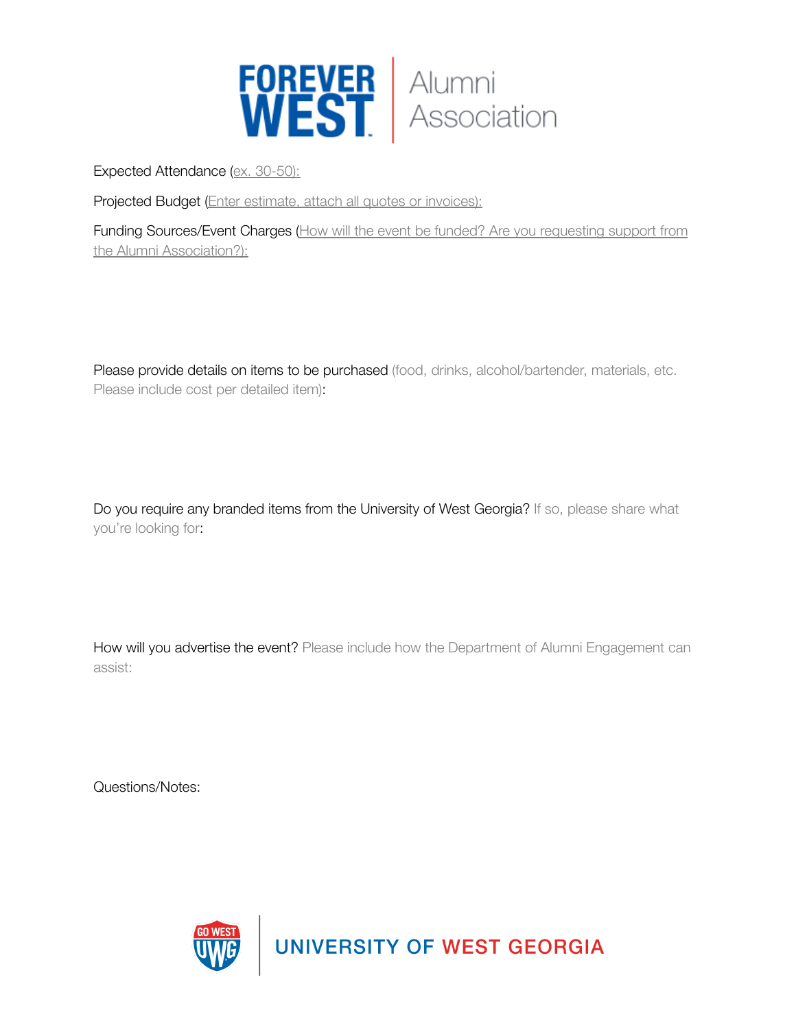Expected Attendance (ex. 30-50):

Projected Budget (Enter estimate, attach all quotes or invoices):

Funding Sources/Event Charges (How will the event be funded? Are you requesting support from the Alumni Association?):

Please provide details on items to be purchased (food, drinks, alcohol/bartender, materials, etc. Please include cost per detailed item):

Do you require any branded items from the University of West Georgia? If so, please share what you're looking for:

How will you advertise the event? Please include how the Department of Alumni Engagement can assist:

Questions/Notes: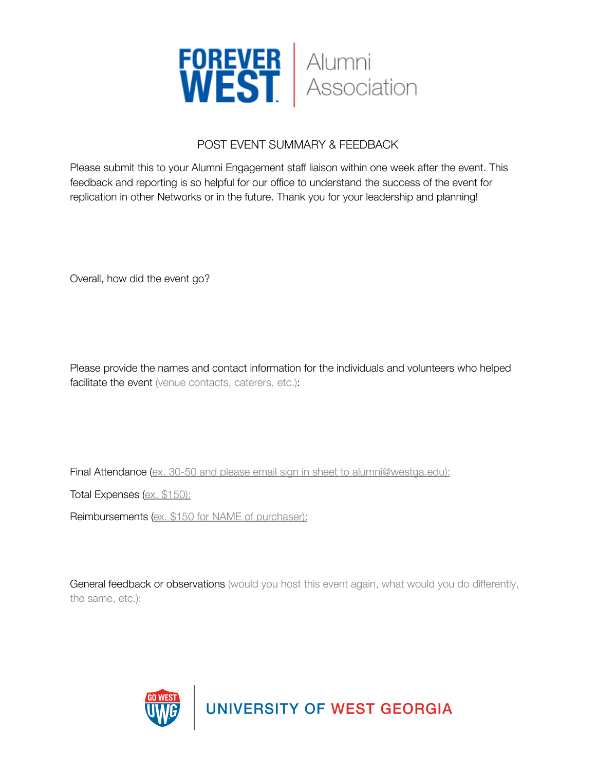FOREVER WEST | Alumni Association

## POST EVENT SUMMARY & FEEDBACK

Please submit this to your Alumni Engagement staff liaison within one week after the event. This feedback and reporting is so helpful for our office to understand the success of the event for replication in other Networks or in the future. Thank you for your leadership and planning!

Overall, how did the event go?

Please provide the names and contact information for the individuals and volunteers who helped facilitate the event (venue contacts, caterers, etc.):

Final Attendance (ex. 30-50 and please email sign in sheet to alumni@westga.edu):

Total Expenses (ex. $150):

Reimbursements (ex. $150 for NAME of purchaser):

General feedback or observations (would you host this event again, what would you do differently, the same, etc.):

GO WEST UWG | UNIVERSITY OF WEST GEORGIA